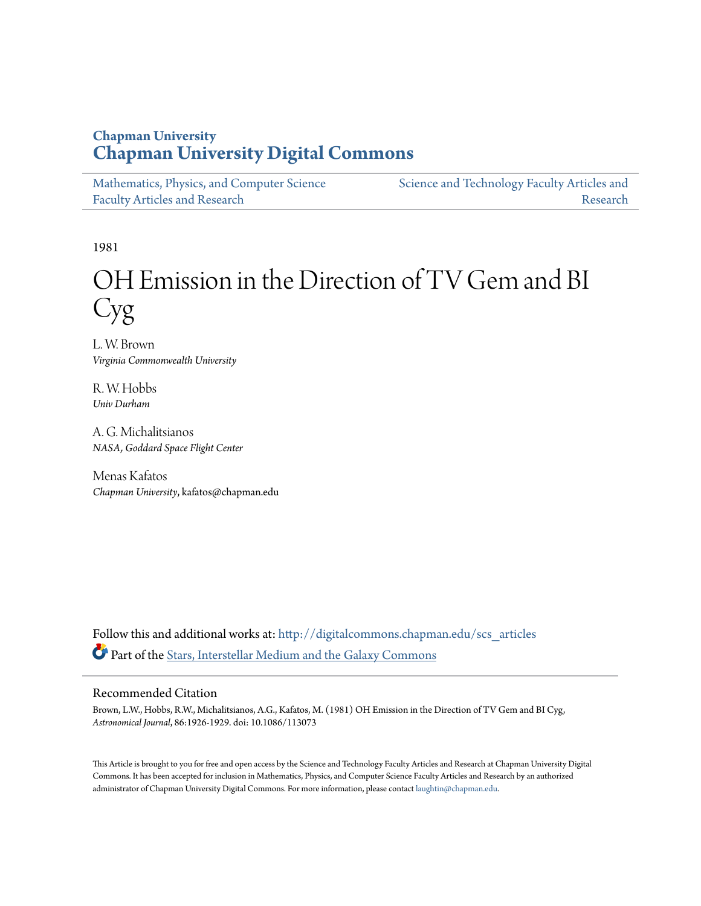**Chapman University**
**Chapman University Digital Commons**

Mathematics, Physics, and Computer Science Faculty Articles and Research

Science and Technology Faculty Articles and Research

1981

# OH Emission in the Direction of TV Gem and BI Cyg

L. W. Brown
*Virginia Commonwealth University*

R. W. Hobbs
*Univ Durham*

A. G. Michalitsianos
*NASA, Goddard Space Flight Center*

Menas Kafatos
*Chapman University*, kafatos@chapman.edu

Follow this and additional works at: http://digitalcommons.chapman.edu/scs_articles

Part of the Stars, Interstellar Medium and the Galaxy Commons

## Recommended Citation

Brown, L.W., Hobbs, R.W., Michalitsianos, A.G., Kafatos, M. (1981) OH Emission in the Direction of TV Gem and BI Cyg, *Astronomical Journal*, 86:1926-1929. doi: 10.1086/113073

This Article is brought to you for free and open access by the Science and Technology Faculty Articles and Research at Chapman University Digital Commons. It has been accepted for inclusion in Mathematics, Physics, and Computer Science Faculty Articles and Research by an authorized administrator of Chapman University Digital Commons. For more information, please contact laughtin@chapman.edu.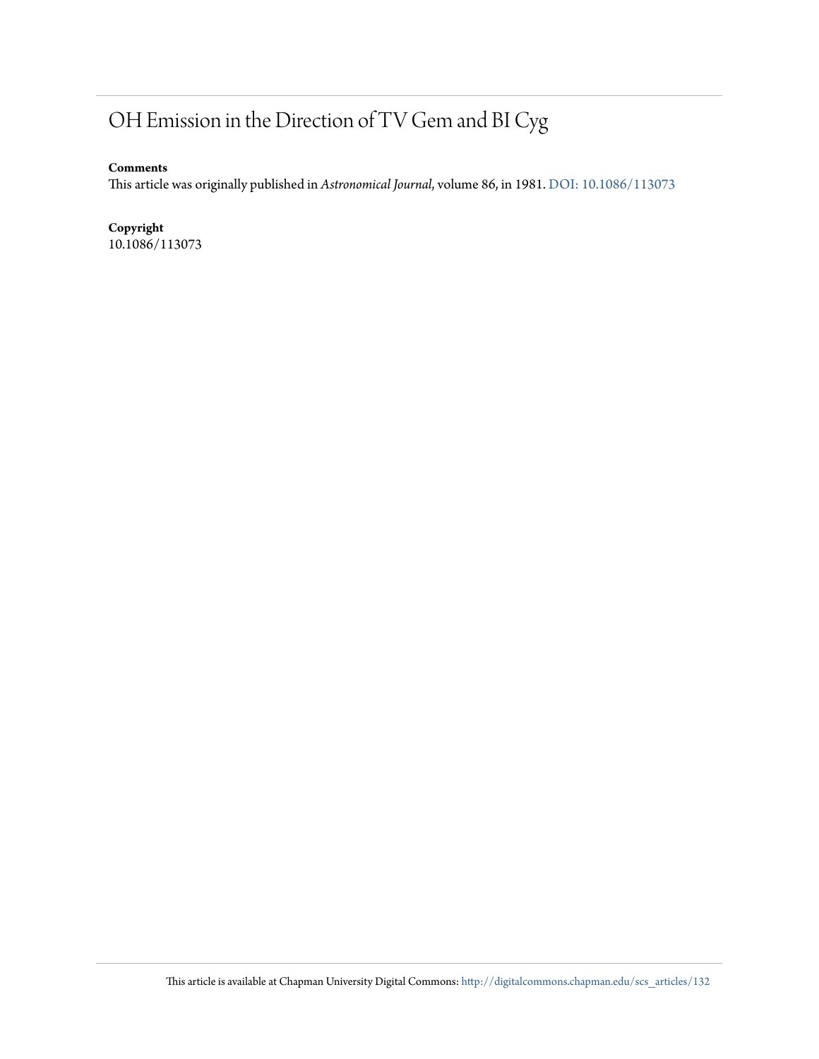# OH Emission in the Direction of TV Gem and BI Cyg

**Comments**

This article was originally published in *Astronomical Journal*, volume 86, in 1981. DOI: 10.1086/113073

**Copyright**

10.1086/113073

This article is available at Chapman University Digital Commons: http://digitalcommons.chapman.edu/scs_articles/132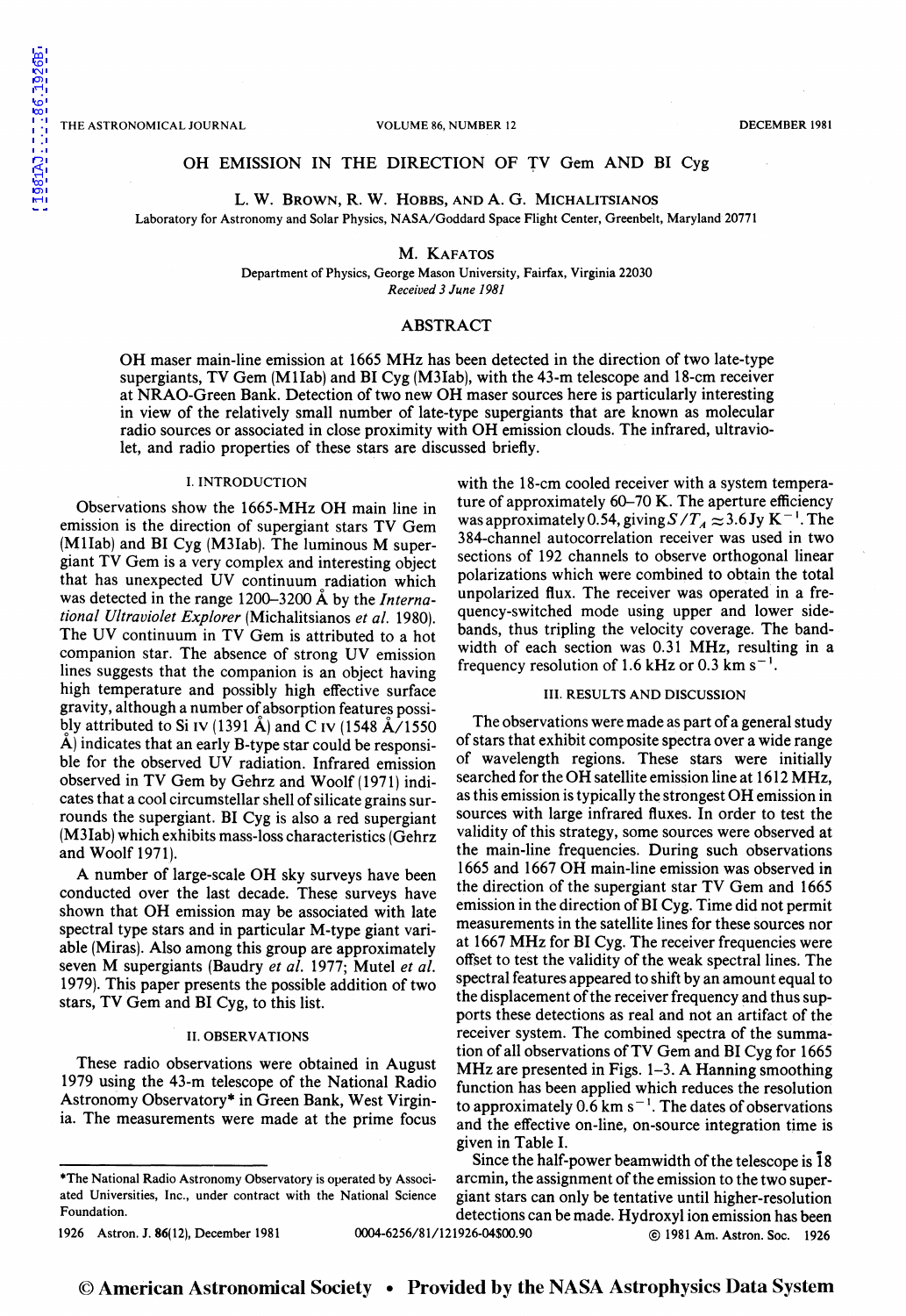# OH EMISSION IN THE DIRECTION OF TV Gem AND BI Cyg

L. W. Brown, R. W. Hobbs, and A. G. Michalitsianos

Laboratory for Astronomy and Solar Physics, NASA/Goddard Space Flight Center, Greenbelt, Maryland 20771

M. Kafatos

Department of Physics, George Mason University, Fairfax, Virginia 22030

*Received 3 June 1981*

## ABSTRACT

OH maser main-line emission at 1665 MHz has been detected in the direction of two late-type supergiants, TV Gem (M1Iab) and BI Cyg (M3Iab), with the 43-m telescope and 18-cm receiver at NRAO-Green Bank. Detection of two new OH maser sources here is particularly interesting in view of the relatively small number of late-type supergiants that are known as molecular radio sources or associated in close proximity with OH emission clouds. The infrared, ultraviolet, and radio properties of these stars are discussed briefly.

## I. INTRODUCTION

Observations show the 1665-MHz OH main line in emission is the direction of supergiant stars TV Gem (M1Iab) and BI Cyg (M3Iab). The luminous M supergiant TV Gem is a very complex and interesting object that has unexpected UV continuum radiation which was detected in the range 1200–3200 Å by the *International Ultraviolet Explorer* (Michalitsianos *et al.* 1980). The UV continuum in TV Gem is attributed to a hot companion star. The absence of strong UV emission lines suggests that the companion is an object having high temperature and possibly high effective surface gravity, although a number of absorption features possibly attributed to Si IV (1391 Å) and C IV (1548 Å/1550 Å) indicates that an early B-type star could be responsible for the observed UV radiation. Infrared emission observed in TV Gem by Gehrz and Woolf (1971) indicates that a cool circumstellar shell of silicate grains surrounds the supergiant. BI Cyg is also a red supergiant (M3Iab) which exhibits mass-loss characteristics (Gehrz and Woolf 1971).

A number of large-scale OH sky surveys have been conducted over the last decade. These surveys have shown that OH emission may be associated with late spectral type stars and in particular M-type giant variable (Miras). Also among this group are approximately seven M supergiants (Baudry *et al.* 1977; Mutel *et al.* 1979). This paper presents the possible addition of two stars, TV Gem and BI Cyg, to this list.

## II. OBSERVATIONS

These radio observations were obtained in August 1979 using the 43-m telescope of the National Radio Astronomy Observatory* in Green Bank, West Virginia. The measurements were made at the prime focus with the 18-cm cooled receiver with a system temperature of approximately 60–70 K. The aperture efficiency was approximately 0.54, giving $S/T_A \approx 3.6$ Jy K$^{-1}$. The 384-channel autocorrelation receiver was used in two sections of 192 channels to observe orthogonal linear polarizations which were combined to obtain the total unpolarized flux. The receiver was operated in a frequency-switched mode using upper and lower sidebands, thus tripling the velocity coverage. The bandwidth of each section was 0.31 MHz, resulting in a frequency resolution of 1.6 kHz or 0.3 km s$^{-1}$.

*The National Radio Astronomy Observatory is operated by Associated Universities, Inc., under contract with the National Science Foundation.

## III. RESULTS AND DISCUSSION

The observations were made as part of a general study of stars that exhibit composite spectra over a wide range of wavelength regions. These stars were initially searched for the OH satellite emission line at 1612 MHz, as this emission is typically the strongest OH emission in sources with large infrared fluxes. In order to test the validity of this strategy, some sources were observed at the main-line frequencies. During such observations 1665 and 1667 OH main-line emission was observed in the direction of the supergiant star TV Gem and 1665 emission in the direction of BI Cyg. Time did not permit measurements in the satellite lines for these sources nor at 1667 MHz for BI Cyg. The receiver frequencies were offset to test the validity of the weak spectral lines. The spectral features appeared to shift by an amount equal to the displacement of the receiver frequency and thus supports these detections as real and not an artifact of the receiver system. The combined spectra of the summation of all observations of TV Gem and BI Cyg for 1665 MHz are presented in Figs. 1–3. A Hanning smoothing function has been applied which reduces the resolution to approximately 0.6 km s$^{-1}$. The dates of observations and the effective on-line, on-source integration time is given in Table I.

Since the half-power beamwidth of the telescope is 18 arcmin, the assignment of the emission to the two supergiant stars can only be tentative until higher-resolution detections can be made. Hydroxyl ion emission has been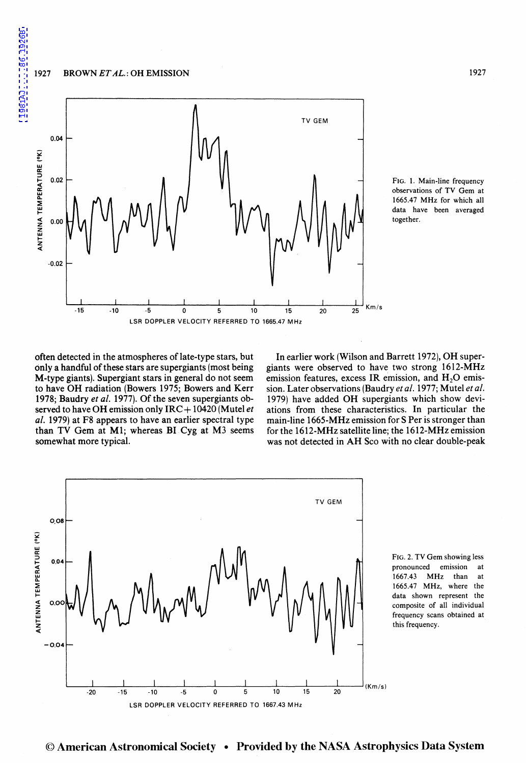FIG. 1. Main-line frequency observations of TV Gem at 1665.47 MHz for which all data have been averaged together.

often detected in the atmospheres of late-type stars, but only a handful of these stars are supergiants (most being M-type giants). Supergiant stars in general do not seem to have OH radiation (Bowers 1975; Bowers and Kerr 1978; Baudry *et al.* 1977). Of the seven supergiants observed to have OH emission only IRC+10420 (Mutel *et al.* 1979) at F8 appears to have an earlier spectral type than TV Gem at M1; whereas BI Cyg at M3 seems somewhat more typical.

In earlier work (Wilson and Barrett 1972), OH supergiants were observed to have two strong 1612-MHz emission features, excess IR emission, and $H_2O$ emission. Later observations (Baudry *et al.* 1977; Mutel *et al.* 1979) have added OH supergiants which show deviations from these characteristics. In particular the main-line 1665-MHz emission for S Per is stronger than for the 1612-MHz satellite line; the 1612-MHz emission was not detected in AH Sco with no clear double-peak

FIG. 2. TV Gem showing less pronounced emission at 1667.43 MHz than at 1665.47 MHz, where the data shown represent the composite of all individual frequency scans obtained at this frequency.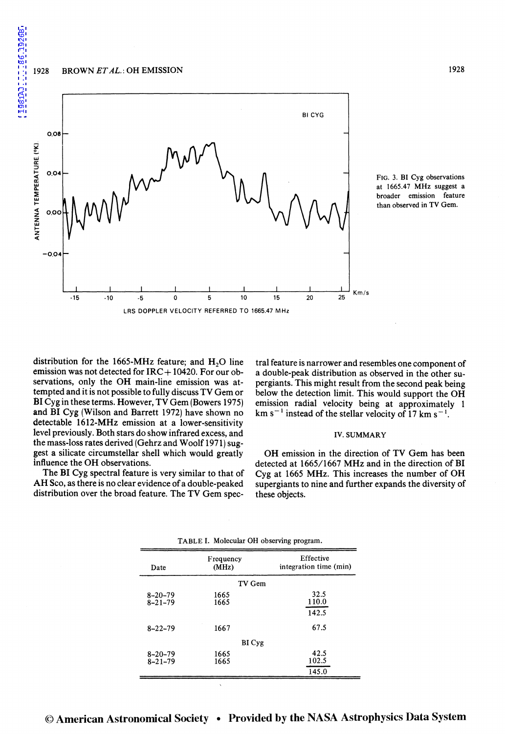FIG. 3. BI Cyg observations at 1665.47 MHz suggest a broader emission feature than observed in TV Gem.

distribution for the 1665-MHz feature; and $H_2O$ line emission was not detected for IRC+10420. For our observations, only the OH main-line emission was attempted and it is not possible to fully discuss TV Gem or BI Cyg in these terms. However, TV Gem (Bowers 1975) and BI Cyg (Wilson and Barrett 1972) have shown no detectable 1612-MHz emission at a lower-sensitivity level previously. Both stars do show infrared excess, and the mass-loss rates derived (Gehrz and Woolf 1971) suggest a silicate circumstellar shell which would greatly influence the OH observations.

The BI Cyg spectral feature is very similar to that of AH Sco, as there is no clear evidence of a double-peaked distribution over the broad feature. The TV Gem spectral feature is narrower and resembles one component of a double-peak distribution as observed in the other supergiants. This might result from the second peak being below the detection limit. This would support the OH emission radial velocity being at approximately 1 km $s^{-1}$ instead of the stellar velocity of 17 km $s^{-1}$.

## IV. SUMMARY

OH emission in the direction of TV Gem has been detected at 1665/1667 MHz and in the direction of BI Cyg at 1665 MHz. This increases the number of OH supergiants to nine and further expands the diversity of these objects.

TABLE I. Molecular OH observing program.

| Date | Frequency (MHz) | Effective integration time (min) |
|---|---|---|
| | TV Gem | |
| 8-20-79 | 1665 | 32.5 |
| 8-21-79 | 1665 | 110.0 |
| | | 142.5 |
| 8-22-79 | 1667 | 67.5 |
| | BI Cyg | |
| 8-20-79 | 1665 | 42.5 |
| 8-21-79 | 1665 | 102.5 |
| | | 145.0 |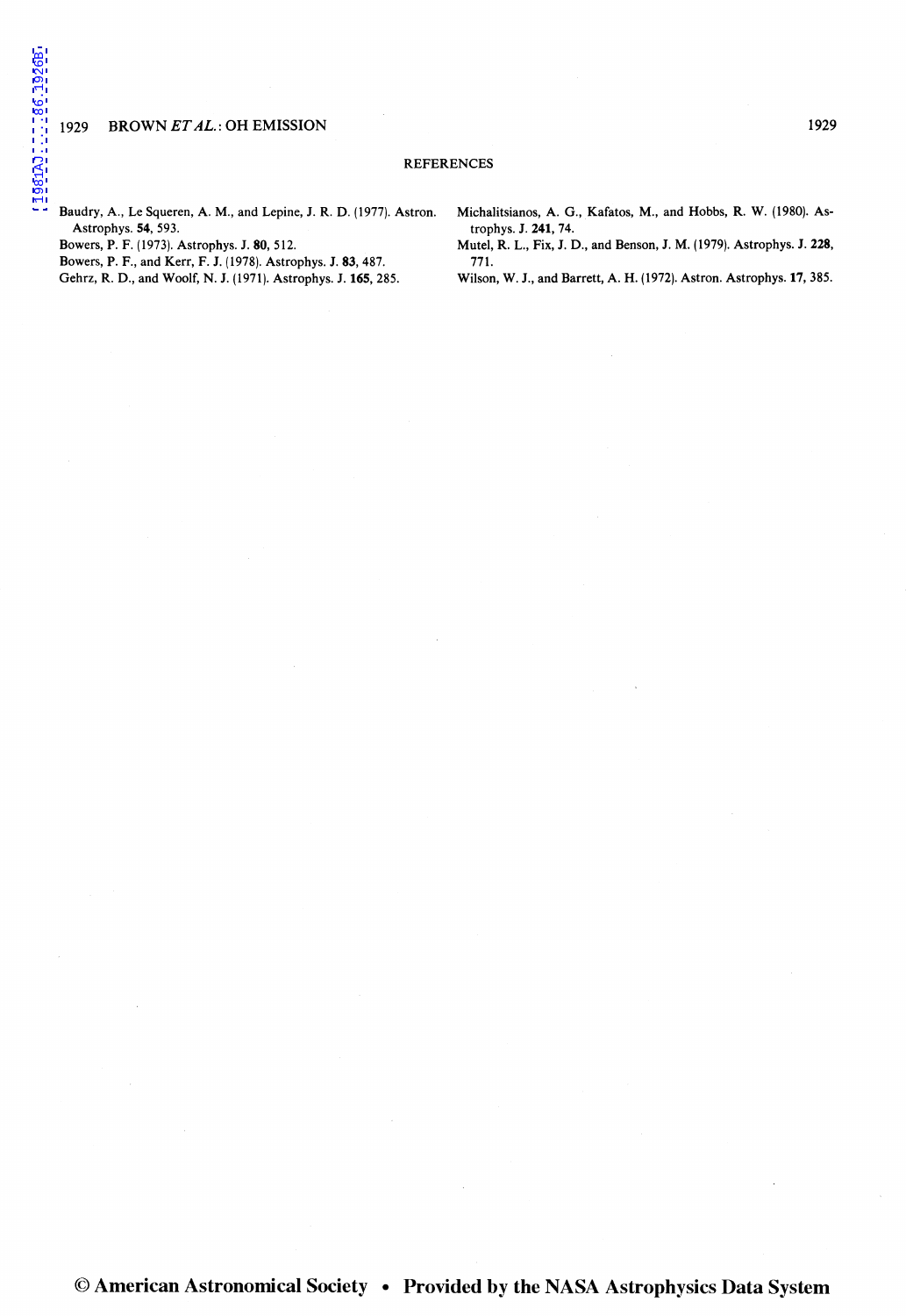## REFERENCES

Baudry, A., Le Squeren, A. M., and Lepine, J. R. D. (1977). Astron. Astrophys. **54**, 593.

Bowers, P. F. (1973). Astrophys. J. **80**, 512.

Bowers, P. F., and Kerr, F. J. (1978). Astrophys. J. **83**, 487.

Gehrz, R. D., and Woolf, N. J. (1971). Astrophys. J. **165**, 285.

Michalitsianos, A. G., Kafatos, M., and Hobbs, R. W. (1980). Astrophys. J. **241**, 74.

Mutel, R. L., Fix, J. D., and Benson, J. M. (1979). Astrophys. J. **228**, 771.

Wilson, W. J., and Barrett, A. H. (1972). Astron. Astrophys. **17**, 385.